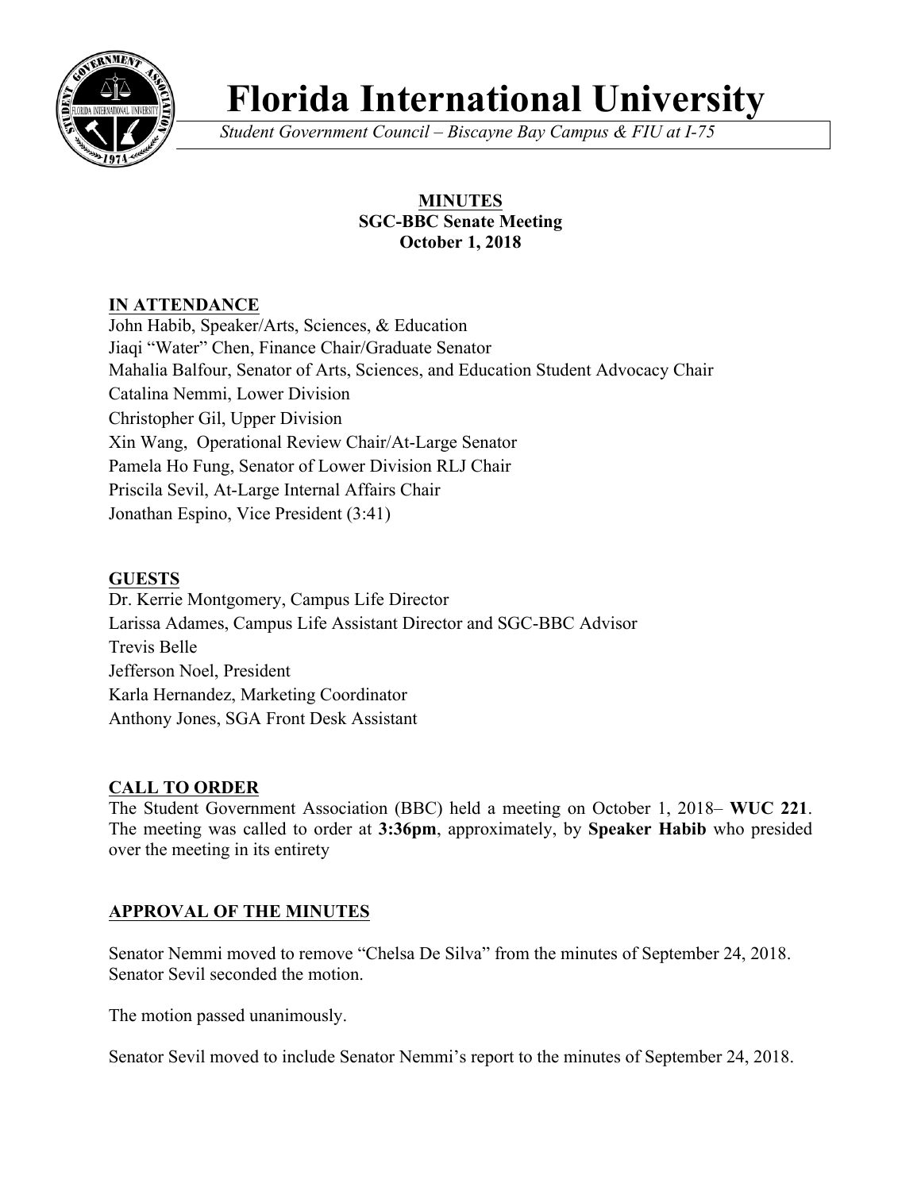# Florida International University

*Student Government Council – Biscayne Bay Campus & FIU at I-75*

**MINUTES**
**SGC-BBC Senate Meeting**
**October 1, 2018**

## IN ATTENDANCE

John Habib, Speaker/Arts, Sciences, & Education
Jiaqi "Water" Chen, Finance Chair/Graduate Senator
Mahalia Balfour, Senator of Arts, Sciences, and Education Student Advocacy Chair
Catalina Nemmi, Lower Division
Christopher Gil, Upper Division
Xin Wang, Operational Review Chair/At-Large Senator
Pamela Ho Fung, Senator of Lower Division RLJ Chair
Priscila Sevil, At-Large Internal Affairs Chair
Jonathan Espino, Vice President (3:41)

## GUESTS

Dr. Kerrie Montgomery, Campus Life Director
Larissa Adames, Campus Life Assistant Director and SGC-BBC Advisor
Trevis Belle
Jefferson Noel, President
Karla Hernandez, Marketing Coordinator
Anthony Jones, SGA Front Desk Assistant

## CALL TO ORDER

The Student Government Association (BBC) held a meeting on October 1, 2018– **WUC 221**. The meeting was called to order at **3:36pm**, approximately, by **Speaker Habib** who presided over the meeting in its entirety

## APPROVAL OF THE MINUTES

Senator Nemmi moved to remove "Chelsa De Silva" from the minutes of September 24, 2018. Senator Sevil seconded the motion.

The motion passed unanimously.

Senator Sevil moved to include Senator Nemmi's report to the minutes of September 24, 2018.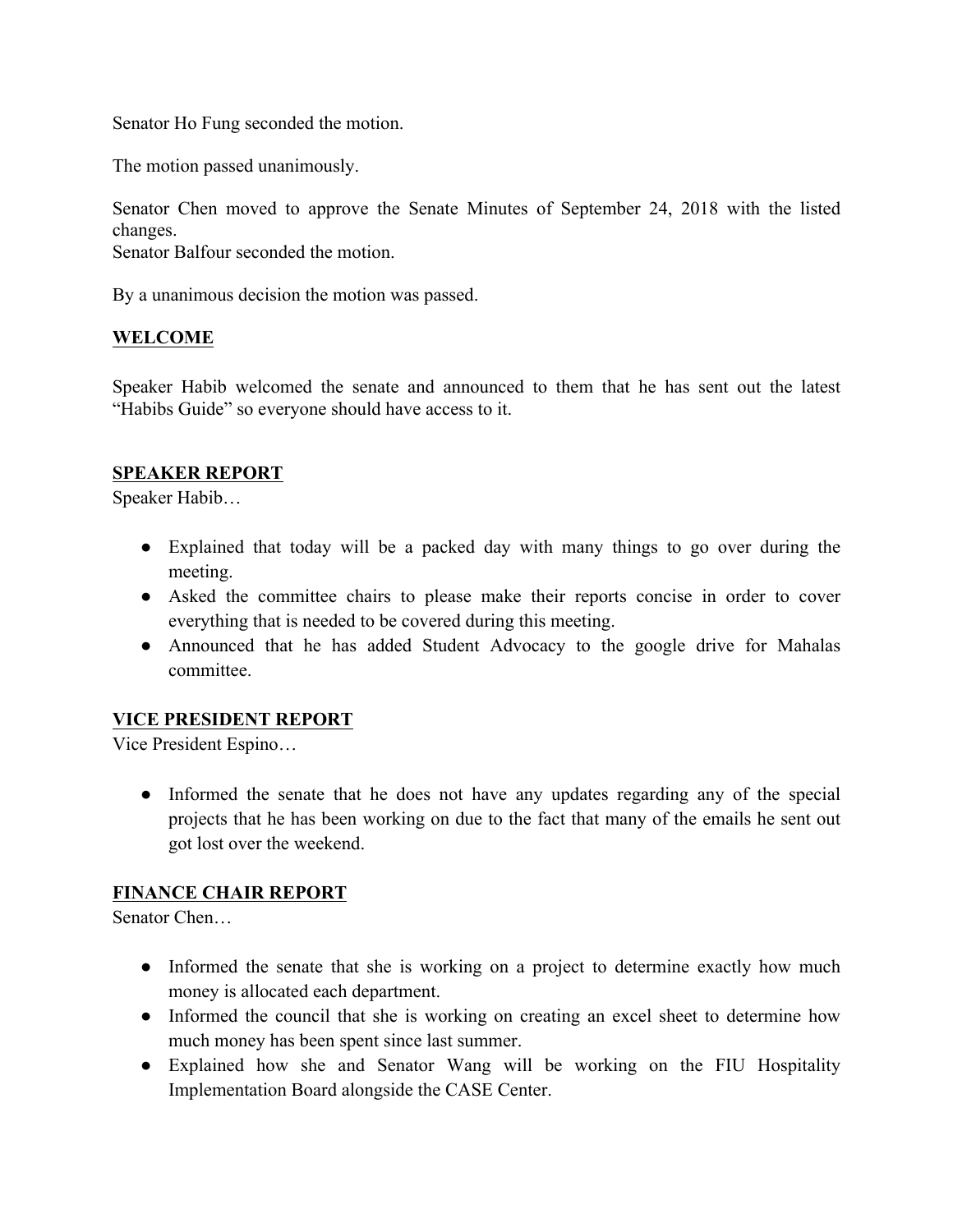Senator Ho Fung seconded the motion.

The motion passed unanimously.

Senator Chen moved to approve the Senate Minutes of September 24, 2018 with the listed changes.
Senator Balfour seconded the motion.

By a unanimous decision the motion was passed.

## WELCOME

Speaker Habib welcomed the senate and announced to them that he has sent out the latest "Habibs Guide" so everyone should have access to it.

## SPEAKER REPORT

Speaker Habib…

- Explained that today will be a packed day with many things to go over during the meeting.
- Asked the committee chairs to please make their reports concise in order to cover everything that is needed to be covered during this meeting.
- Announced that he has added Student Advocacy to the google drive for Mahalas committee.

## VICE PRESIDENT REPORT

Vice President Espino…

- Informed the senate that he does not have any updates regarding any of the special projects that he has been working on due to the fact that many of the emails he sent out got lost over the weekend.

## FINANCE CHAIR REPORT

Senator Chen…

- Informed the senate that she is working on a project to determine exactly how much money is allocated each department.
- Informed the council that she is working on creating an excel sheet to determine how much money has been spent since last summer.
- Explained how she and Senator Wang will be working on the FIU Hospitality Implementation Board alongside the CASE Center.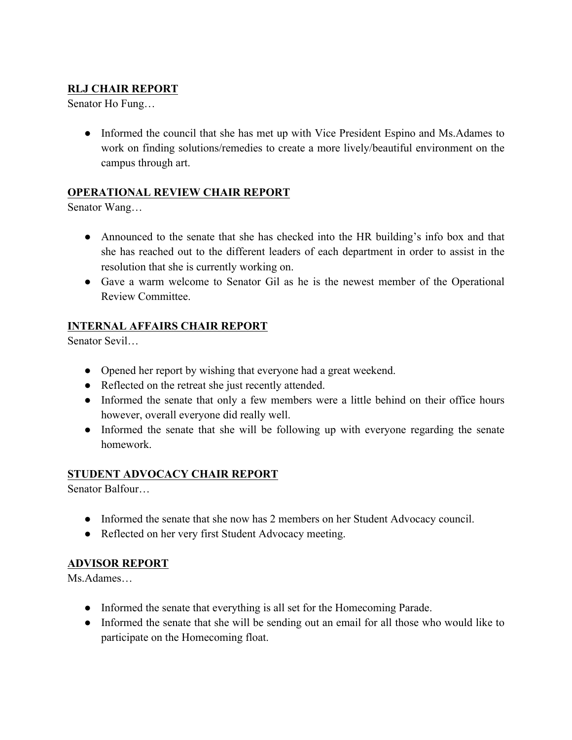**RLJ CHAIR REPORT**

Senator Ho Fung…

- Informed the council that she has met up with Vice President Espino and Ms.Adames to work on finding solutions/remedies to create a more lively/beautiful environment on the campus through art.

**OPERATIONAL REVIEW CHAIR REPORT**

Senator Wang…

- Announced to the senate that she has checked into the HR building's info box and that she has reached out to the different leaders of each department in order to assist in the resolution that she is currently working on.
- Gave a warm welcome to Senator Gil as he is the newest member of the Operational Review Committee.

**INTERNAL AFFAIRS CHAIR REPORT**

Senator Sevil…

- Opened her report by wishing that everyone had a great weekend.
- Reflected on the retreat she just recently attended.
- Informed the senate that only a few members were a little behind on their office hours however, overall everyone did really well.
- Informed the senate that she will be following up with everyone regarding the senate homework.

**STUDENT ADVOCACY CHAIR REPORT**

Senator Balfour…

- Informed the senate that she now has 2 members on her Student Advocacy council.
- Reflected on her very first Student Advocacy meeting.

**ADVISOR REPORT**

Ms.Adames…

- Informed the senate that everything is all set for the Homecoming Parade.
- Informed the senate that she will be sending out an email for all those who would like to participate on the Homecoming float.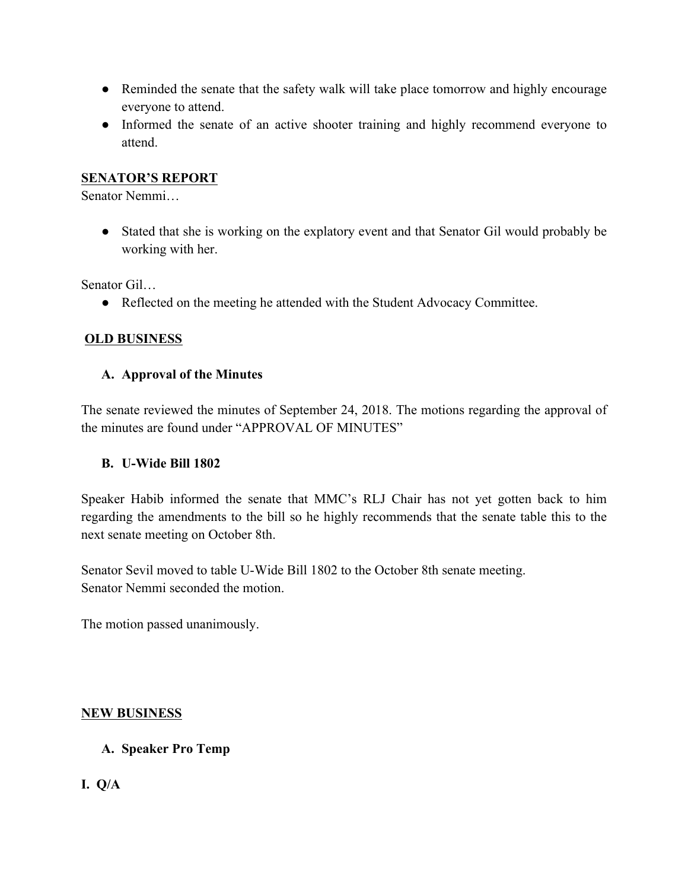- Reminded the senate that the safety walk will take place tomorrow and highly encourage everyone to attend.
- Informed the senate of an active shooter training and highly recommend everyone to attend.

**SENATOR'S REPORT**

Senator Nemmi…

- Stated that she is working on the explatory event and that Senator Gil would probably be working with her.

Senator Gil…

- Reflected on the meeting he attended with the Student Advocacy Committee.

**OLD BUSINESS**

**A. Approval of the Minutes**

The senate reviewed the minutes of September 24, 2018. The motions regarding the approval of the minutes are found under "APPROVAL OF MINUTES"

**B. U-Wide Bill 1802**

Speaker Habib informed the senate that MMC's RLJ Chair has not yet gotten back to him regarding the amendments to the bill so he highly recommends that the senate table this to the next senate meeting on October 8th.

Senator Sevil moved to table U-Wide Bill 1802 to the October 8th senate meeting.
Senator Nemmi seconded the motion.

The motion passed unanimously.

**NEW BUSINESS**

**A. Speaker Pro Temp**

**I. Q/A**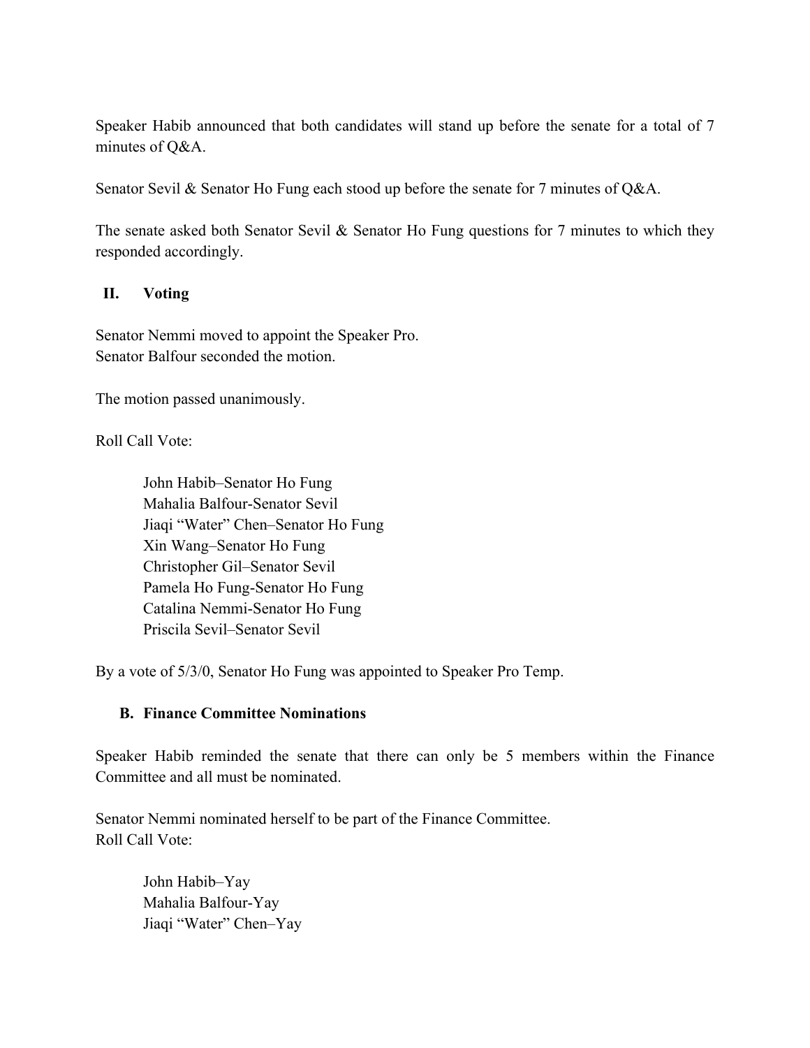Speaker Habib announced that both candidates will stand up before the senate for a total of 7 minutes of Q&A.

Senator Sevil & Senator Ho Fung each stood up before the senate for 7 minutes of Q&A.

The senate asked both Senator Sevil & Senator Ho Fung questions for 7 minutes to which they responded accordingly.

### II. Voting

Senator Nemmi moved to appoint the Speaker Pro.
Senator Balfour seconded the motion.

The motion passed unanimously.

Roll Call Vote:

John Habib–Senator Ho Fung
Mahalia Balfour-Senator Sevil
Jiaqi "Water" Chen–Senator Ho Fung
Xin Wang–Senator Ho Fung
Christopher Gil–Senator Sevil
Pamela Ho Fung-Senator Ho Fung
Catalina Nemmi-Senator Ho Fung
Priscila Sevil–Senator Sevil

By a vote of 5/3/0, Senator Ho Fung was appointed to Speaker Pro Temp.

### B. Finance Committee Nominations

Speaker Habib reminded the senate that there can only be 5 members within the Finance Committee and all must be nominated.

Senator Nemmi nominated herself to be part of the Finance Committee.
Roll Call Vote:

John Habib–Yay
Mahalia Balfour-Yay
Jiaqi "Water" Chen–Yay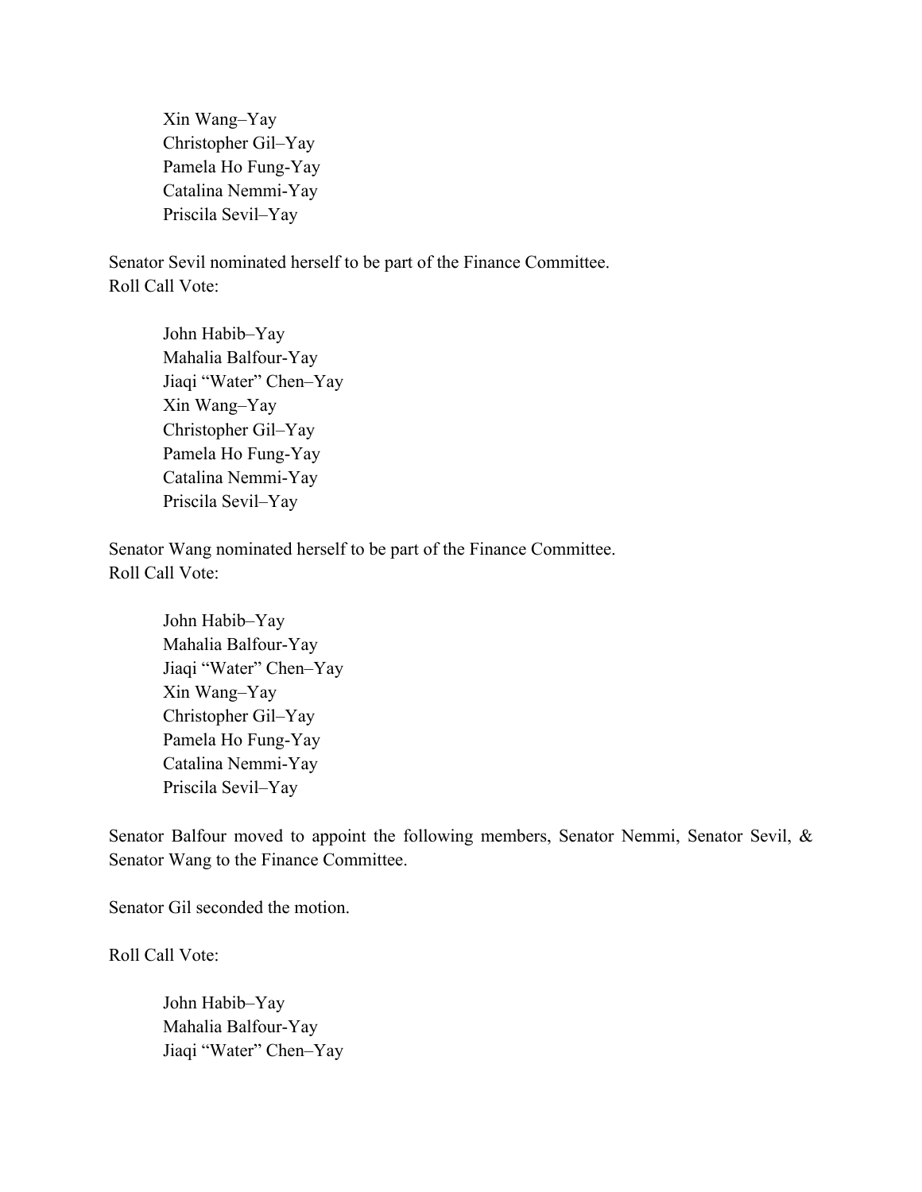Xin Wang–Yay  
Christopher Gil–Yay  
Pamela Ho Fung-Yay  
Catalina Nemmi-Yay  
Priscila Sevil–Yay

Senator Sevil nominated herself to be part of the Finance Committee.  
Roll Call Vote:

John Habib–Yay  
Mahalia Balfour-Yay  
Jiaqi "Water" Chen–Yay  
Xin Wang–Yay  
Christopher Gil–Yay  
Pamela Ho Fung-Yay  
Catalina Nemmi-Yay  
Priscila Sevil–Yay

Senator Wang nominated herself to be part of the Finance Committee.  
Roll Call Vote:

John Habib–Yay  
Mahalia Balfour-Yay  
Jiaqi "Water" Chen–Yay  
Xin Wang–Yay  
Christopher Gil–Yay  
Pamela Ho Fung-Yay  
Catalina Nemmi-Yay  
Priscila Sevil–Yay

Senator Balfour moved to appoint the following members, Senator Nemmi, Senator Sevil, & Senator Wang to the Finance Committee.

Senator Gil seconded the motion.

Roll Call Vote:

John Habib–Yay  
Mahalia Balfour-Yay  
Jiaqi "Water" Chen–Yay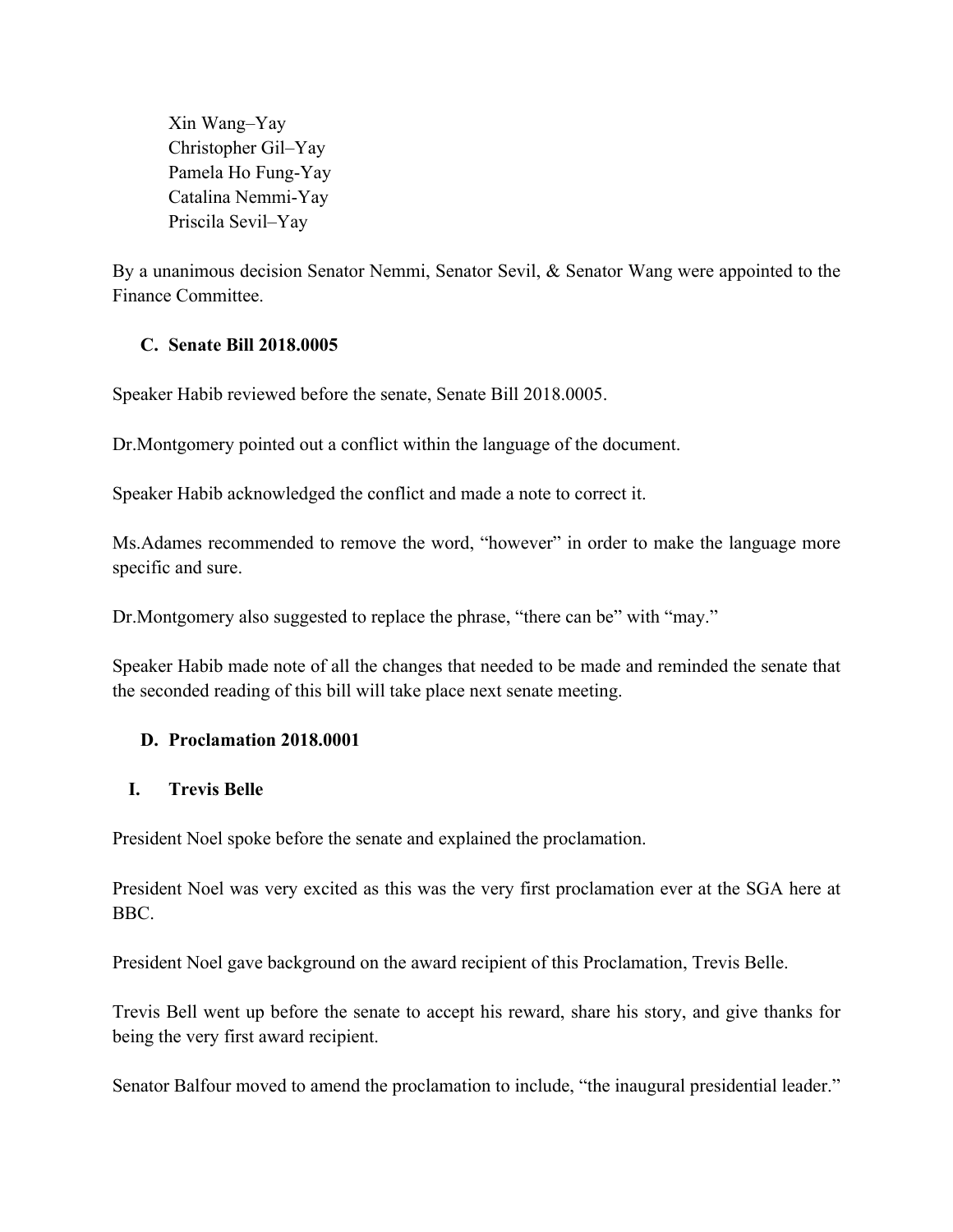Xin Wang–Yay
Christopher Gil–Yay
Pamela Ho Fung-Yay
Catalina Nemmi-Yay
Priscila Sevil–Yay

By a unanimous decision Senator Nemmi, Senator Sevil, & Senator Wang were appointed to the Finance Committee.

### C. Senate Bill 2018.0005

Speaker Habib reviewed before the senate, Senate Bill 2018.0005.

Dr.Montgomery pointed out a conflict within the language of the document.

Speaker Habib acknowledged the conflict and made a note to correct it.

Ms.Adames recommended to remove the word, "however" in order to make the language more specific and sure.

Dr.Montgomery also suggested to replace the phrase, "there can be" with "may."

Speaker Habib made note of all the changes that needed to be made and reminded the senate that the seconded reading of this bill will take place next senate meeting.

### D. Proclamation 2018.0001

#### I. Trevis Belle

President Noel spoke before the senate and explained the proclamation.

President Noel was very excited as this was the very first proclamation ever at the SGA here at BBC.

President Noel gave background on the award recipient of this Proclamation, Trevis Belle.

Trevis Bell went up before the senate to accept his reward, share his story, and give thanks for being the very first award recipient.

Senator Balfour moved to amend the proclamation to include, "the inaugural presidential leader."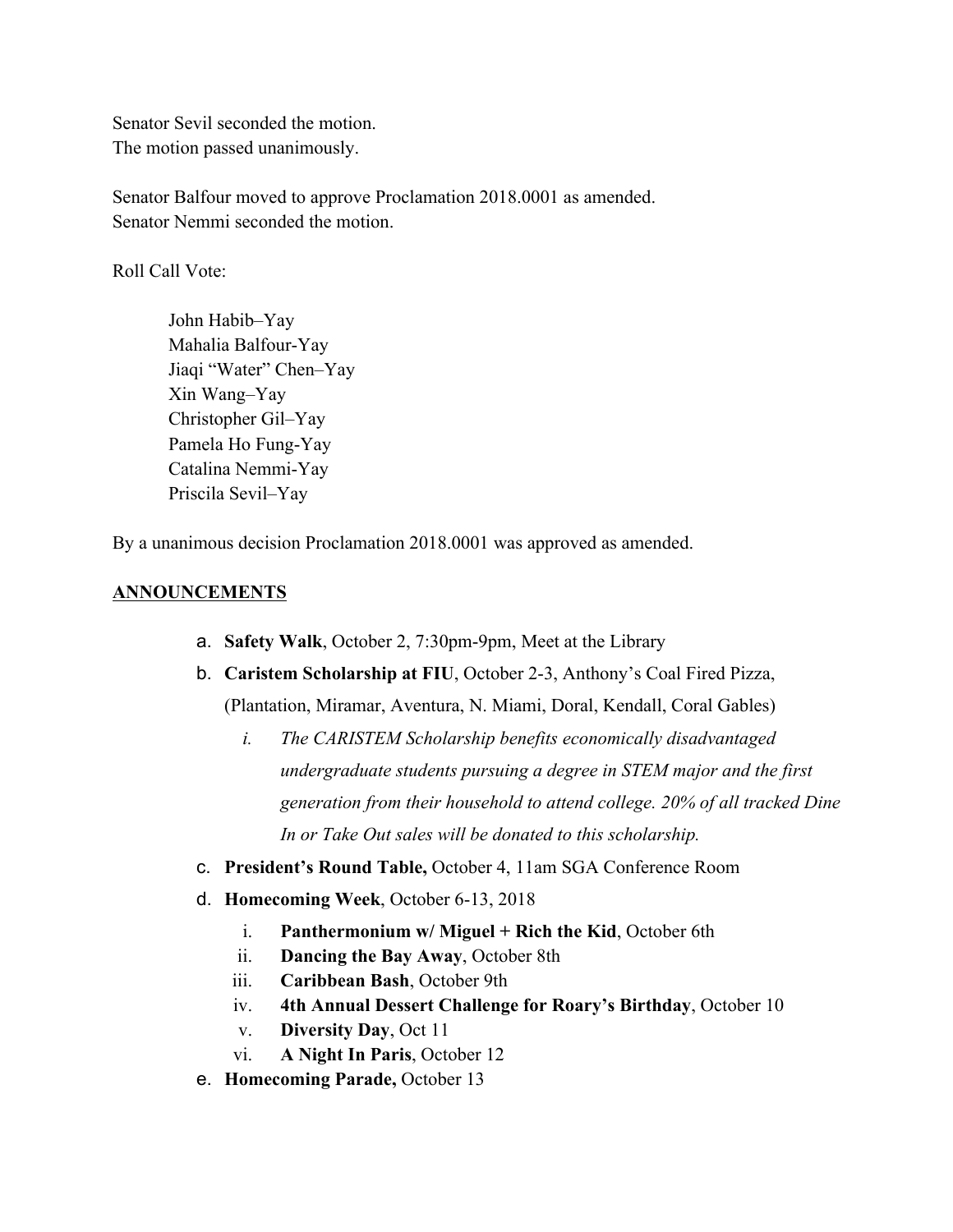Senator Sevil seconded the motion.
The motion passed unanimously.

Senator Balfour moved to approve Proclamation 2018.0001 as amended.
Senator Nemmi seconded the motion.

Roll Call Vote:

> John Habib–Yay
> Mahalia Balfour-Yay
> Jiaqi "Water" Chen–Yay
> Xin Wang–Yay
> Christopher Gil–Yay
> Pamela Ho Fung-Yay
> Catalina Nemmi-Yay
> Priscila Sevil–Yay

By a unanimous decision Proclamation 2018.0001 was approved as amended.

## ANNOUNCEMENTS

a. **Safety Walk**, October 2, 7:30pm-9pm, Meet at the Library
b. **Caristem Scholarship at FIU**, October 2-3, Anthony's Coal Fired Pizza, (Plantation, Miramar, Aventura, N. Miami, Doral, Kendall, Coral Gables)
    i. *The CARISTEM Scholarship benefits economically disadvantaged undergraduate students pursuing a degree in STEM major and the first generation from their household to attend college. 20% of all tracked Dine In or Take Out sales will be donated to this scholarship.*
c. **President's Round Table,** October 4, 11am SGA Conference Room
d. **Homecoming Week**, October 6-13, 2018
    i. **Panthermonium w/ Miguel + Rich the Kid**, October 6th
    ii. **Dancing the Bay Away**, October 8th
    iii. **Caribbean Bash**, October 9th
    iv. **4th Annual Dessert Challenge for Roary's Birthday**, October 10
    v. **Diversity Day**, Oct 11
    vi. **A Night In Paris**, October 12
e. **Homecoming Parade,** October 13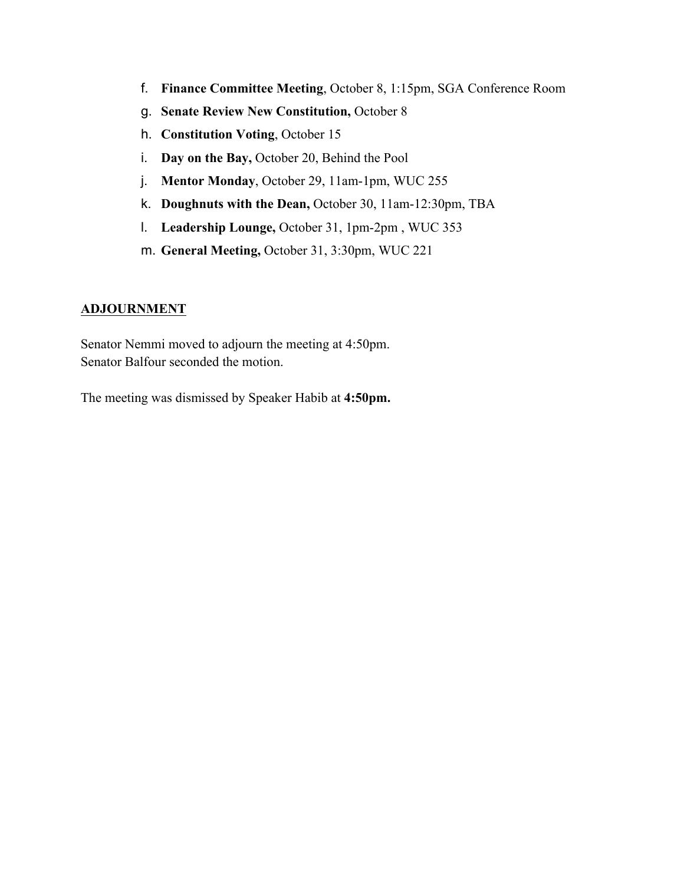f. **Finance Committee Meeting**, October 8, 1:15pm, SGA Conference Room
g. **Senate Review New Constitution,** October 8
h. **Constitution Voting**, October 15
i. **Day on the Bay,** October 20, Behind the Pool
j. **Mentor Monday**, October 29, 11am-1pm, WUC 255
k. **Doughnuts with the Dean,** October 30, 11am-12:30pm, TBA
l. **Leadership Lounge,** October 31, 1pm-2pm , WUC 353
m. **General Meeting,** October 31, 3:30pm, WUC 221

## ADJOURNMENT

Senator Nemmi moved to adjourn the meeting at 4:50pm.
Senator Balfour seconded the motion.

The meeting was dismissed by Speaker Habib at **4:50pm.**